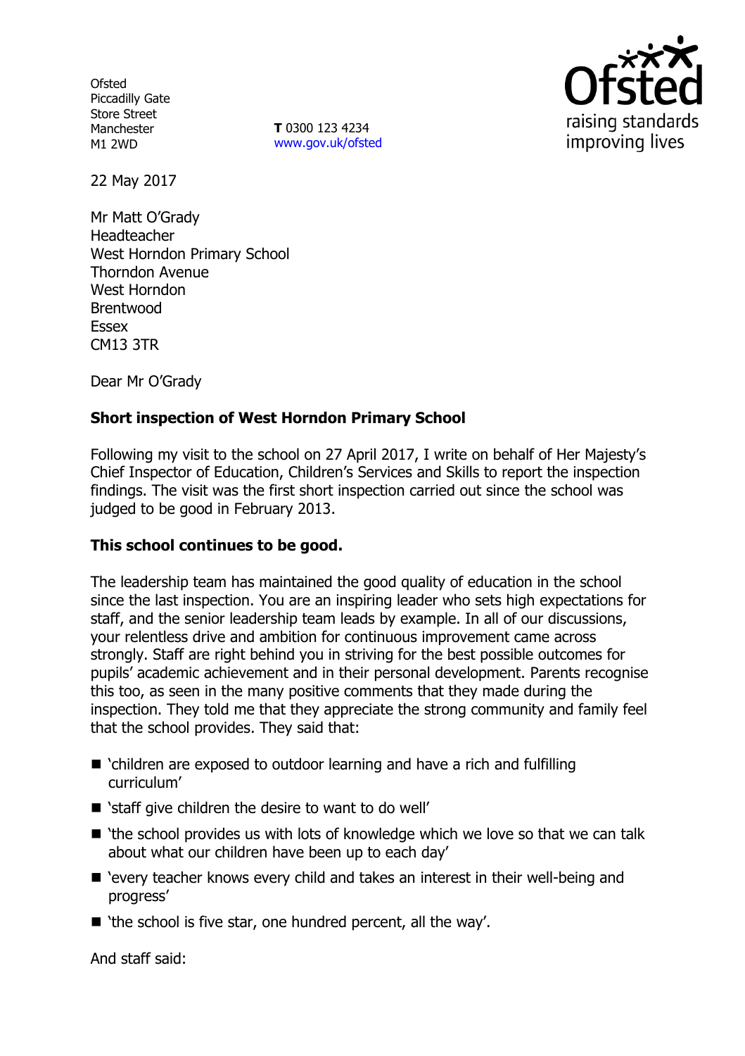Ofsted
Piccadilly Gate
Store Street
Manchester
M1 2WD

**T** 0300 123 4234
www.gov.uk/ofsted

Ofsted
raising standards
improving lives

22 May 2017

Mr Matt O'Grady
Headteacher
West Horndon Primary School
Thorndon Avenue
West Horndon
Brentwood
Essex
CM13 3TR

Dear Mr O'Grady

**Short inspection of West Horndon Primary School**

Following my visit to the school on 27 April 2017, I write on behalf of Her Majesty's Chief Inspector of Education, Children's Services and Skills to report the inspection findings. The visit was the first short inspection carried out since the school was judged to be good in February 2013.

**This school continues to be good.**

The leadership team has maintained the good quality of education in the school since the last inspection. You are an inspiring leader who sets high expectations for staff, and the senior leadership team leads by example. In all of our discussions, your relentless drive and ambition for continuous improvement came across strongly. Staff are right behind you in striving for the best possible outcomes for pupils' academic achievement and in their personal development. Parents recognise this too, as seen in the many positive comments that they made during the inspection. They told me that they appreciate the strong community and family feel that the school provides. They said that:

- 'children are exposed to outdoor learning and have a rich and fulfilling curriculum'
- 'staff give children the desire to want to do well'
- 'the school provides us with lots of knowledge which we love so that we can talk about what our children have been up to each day'
- 'every teacher knows every child and takes an interest in their well-being and progress'
- 'the school is five star, one hundred percent, all the way'.

And staff said: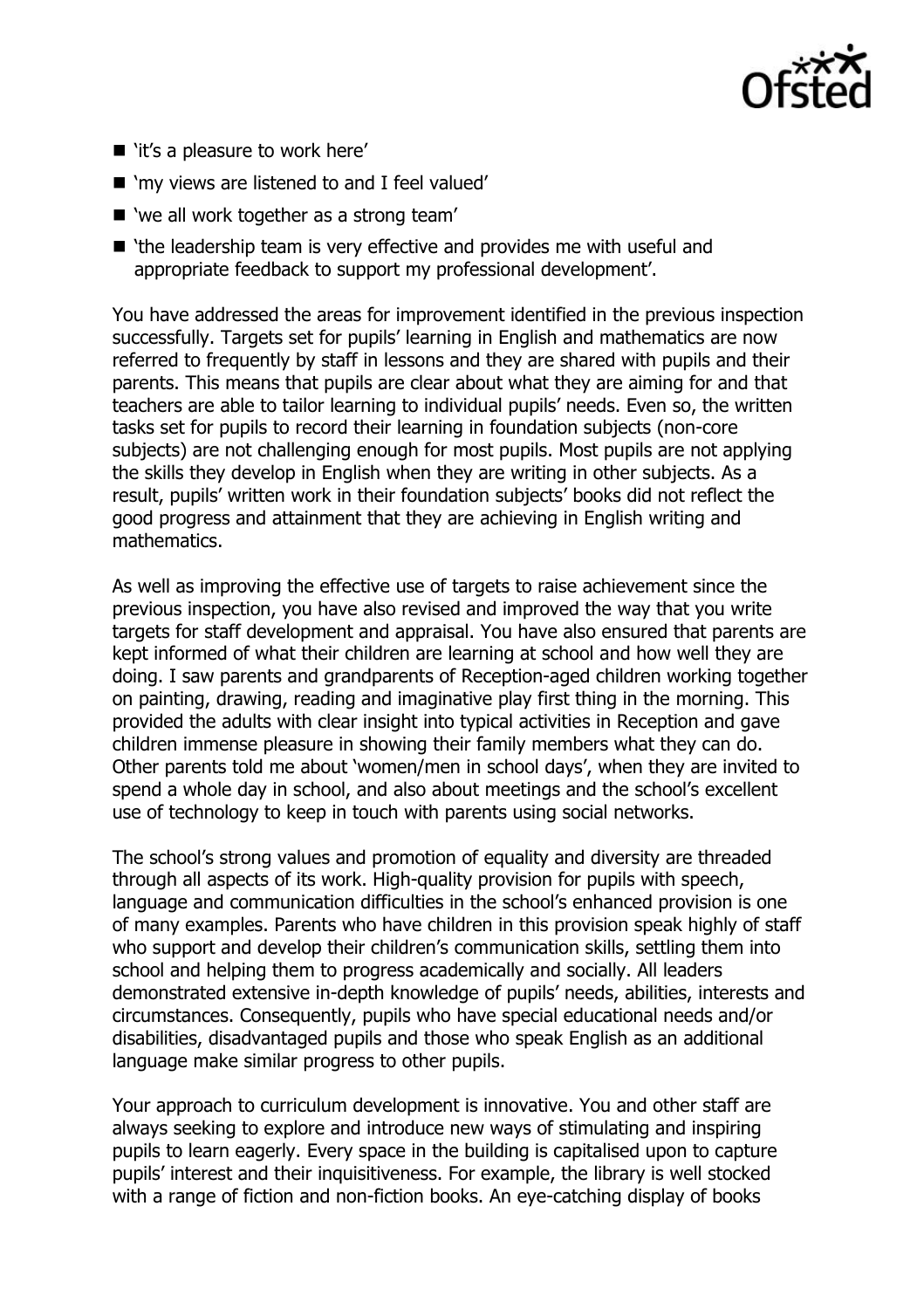- 'it's a pleasure to work here'
- 'my views are listened to and I feel valued'
- 'we all work together as a strong team'
- 'the leadership team is very effective and provides me with useful and appropriate feedback to support my professional development'.

You have addressed the areas for improvement identified in the previous inspection successfully. Targets set for pupils' learning in English and mathematics are now referred to frequently by staff in lessons and they are shared with pupils and their parents. This means that pupils are clear about what they are aiming for and that teachers are able to tailor learning to individual pupils' needs. Even so, the written tasks set for pupils to record their learning in foundation subjects (non-core subjects) are not challenging enough for most pupils. Most pupils are not applying the skills they develop in English when they are writing in other subjects. As a result, pupils' written work in their foundation subjects' books did not reflect the good progress and attainment that they are achieving in English writing and mathematics.

As well as improving the effective use of targets to raise achievement since the previous inspection, you have also revised and improved the way that you write targets for staff development and appraisal. You have also ensured that parents are kept informed of what their children are learning at school and how well they are doing. I saw parents and grandparents of Reception-aged children working together on painting, drawing, reading and imaginative play first thing in the morning. This provided the adults with clear insight into typical activities in Reception and gave children immense pleasure in showing their family members what they can do. Other parents told me about 'women/men in school days', when they are invited to spend a whole day in school, and also about meetings and the school's excellent use of technology to keep in touch with parents using social networks.

The school's strong values and promotion of equality and diversity are threaded through all aspects of its work. High-quality provision for pupils with speech, language and communication difficulties in the school's enhanced provision is one of many examples. Parents who have children in this provision speak highly of staff who support and develop their children's communication skills, settling them into school and helping them to progress academically and socially. All leaders demonstrated extensive in-depth knowledge of pupils' needs, abilities, interests and circumstances. Consequently, pupils who have special educational needs and/or disabilities, disadvantaged pupils and those who speak English as an additional language make similar progress to other pupils.

Your approach to curriculum development is innovative. You and other staff are always seeking to explore and introduce new ways of stimulating and inspiring pupils to learn eagerly. Every space in the building is capitalised upon to capture pupils' interest and their inquisitiveness. For example, the library is well stocked with a range of fiction and non-fiction books. An eye-catching display of books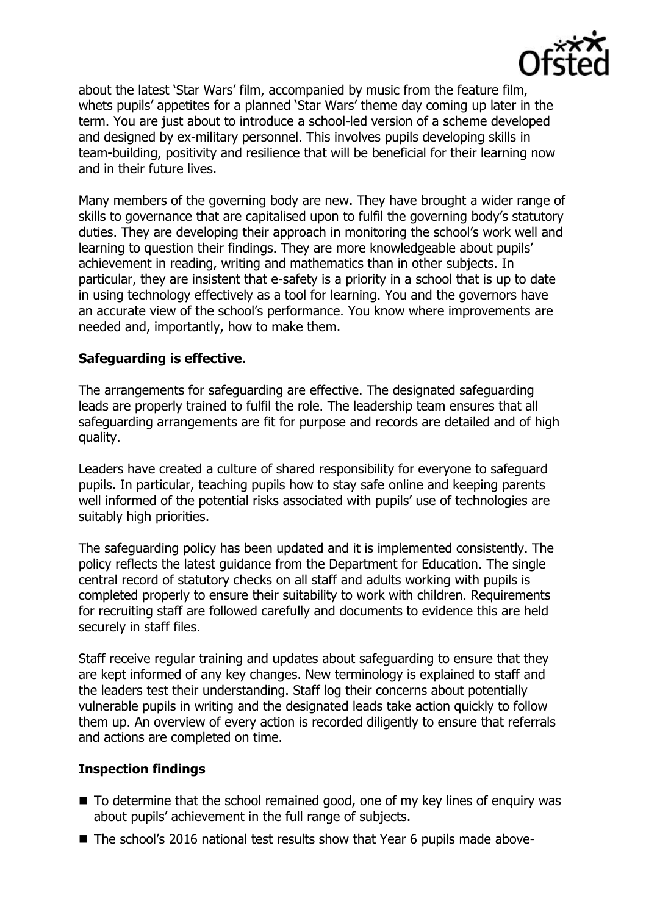about the latest 'Star Wars' film, accompanied by music from the feature film, whets pupils' appetites for a planned 'Star Wars' theme day coming up later in the term. You are just about to introduce a school-led version of a scheme developed and designed by ex-military personnel. This involves pupils developing skills in team-building, positivity and resilience that will be beneficial for their learning now and in their future lives.

Many members of the governing body are new. They have brought a wider range of skills to governance that are capitalised upon to fulfil the governing body's statutory duties. They are developing their approach in monitoring the school's work well and learning to question their findings. They are more knowledgeable about pupils' achievement in reading, writing and mathematics than in other subjects. In particular, they are insistent that e-safety is a priority in a school that is up to date in using technology effectively as a tool for learning. You and the governors have an accurate view of the school's performance. You know where improvements are needed and, importantly, how to make them.

## Safeguarding is effective.

The arrangements for safeguarding are effective. The designated safeguarding leads are properly trained to fulfil the role. The leadership team ensures that all safeguarding arrangements are fit for purpose and records are detailed and of high quality.

Leaders have created a culture of shared responsibility for everyone to safeguard pupils. In particular, teaching pupils how to stay safe online and keeping parents well informed of the potential risks associated with pupils' use of technologies are suitably high priorities.

The safeguarding policy has been updated and it is implemented consistently. The policy reflects the latest guidance from the Department for Education. The single central record of statutory checks on all staff and adults working with pupils is completed properly to ensure their suitability to work with children. Requirements for recruiting staff are followed carefully and documents to evidence this are held securely in staff files.

Staff receive regular training and updates about safeguarding to ensure that they are kept informed of any key changes. New terminology is explained to staff and the leaders test their understanding. Staff log their concerns about potentially vulnerable pupils in writing and the designated leads take action quickly to follow them up. An overview of every action is recorded diligently to ensure that referrals and actions are completed on time.

## Inspection findings

- To determine that the school remained good, one of my key lines of enquiry was about pupils' achievement in the full range of subjects.
- The school's 2016 national test results show that Year 6 pupils made above-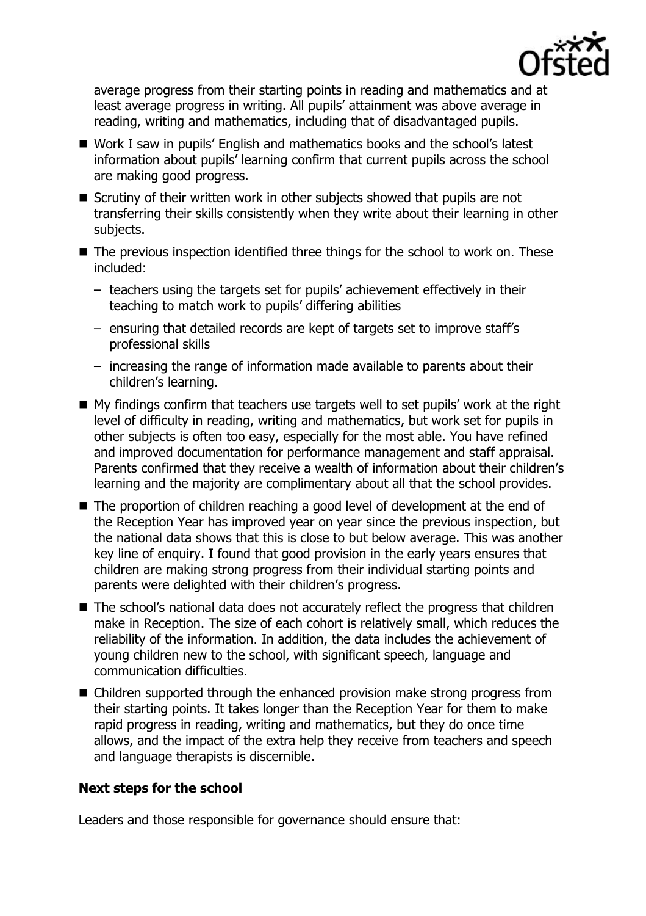average progress from their starting points in reading and mathematics and at least average progress in writing. All pupils' attainment was above average in reading, writing and mathematics, including that of disadvantaged pupils.

- Work I saw in pupils' English and mathematics books and the school's latest information about pupils' learning confirm that current pupils across the school are making good progress.
- Scrutiny of their written work in other subjects showed that pupils are not transferring their skills consistently when they write about their learning in other subjects.
- The previous inspection identified three things for the school to work on. These included:
  - teachers using the targets set for pupils' achievement effectively in their teaching to match work to pupils' differing abilities
  - ensuring that detailed records are kept of targets set to improve staff's professional skills
  - increasing the range of information made available to parents about their children's learning.
- My findings confirm that teachers use targets well to set pupils' work at the right level of difficulty in reading, writing and mathematics, but work set for pupils in other subjects is often too easy, especially for the most able. You have refined and improved documentation for performance management and staff appraisal. Parents confirmed that they receive a wealth of information about their children's learning and the majority are complimentary about all that the school provides.
- The proportion of children reaching a good level of development at the end of the Reception Year has improved year on year since the previous inspection, but the national data shows that this is close to but below average. This was another key line of enquiry. I found that good provision in the early years ensures that children are making strong progress from their individual starting points and parents were delighted with their children's progress.
- The school's national data does not accurately reflect the progress that children make in Reception. The size of each cohort is relatively small, which reduces the reliability of the information. In addition, the data includes the achievement of young children new to the school, with significant speech, language and communication difficulties.
- Children supported through the enhanced provision make strong progress from their starting points. It takes longer than the Reception Year for them to make rapid progress in reading, writing and mathematics, but they do once time allows, and the impact of the extra help they receive from teachers and speech and language therapists is discernible.

### Next steps for the school

Leaders and those responsible for governance should ensure that: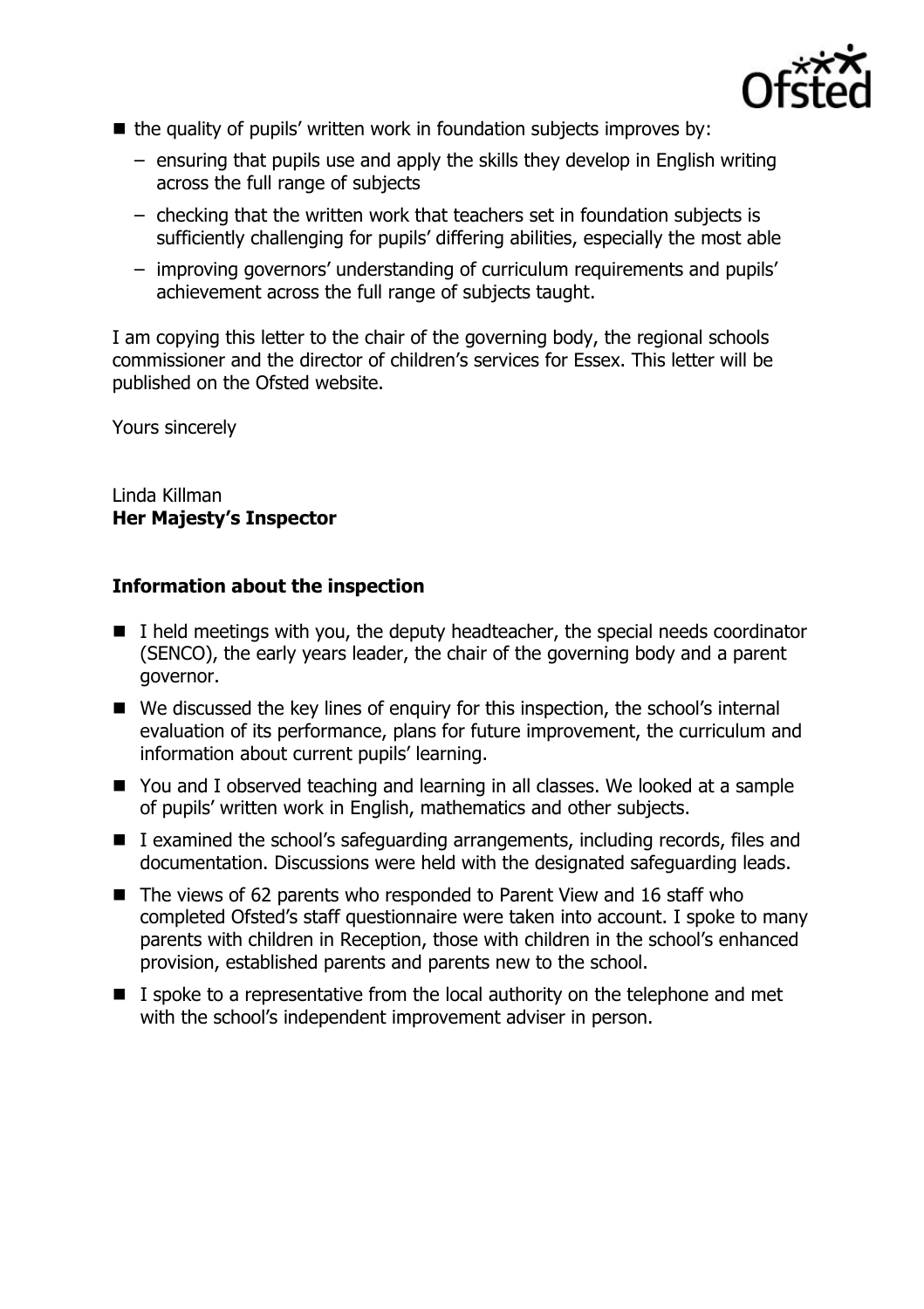- the quality of pupils' written work in foundation subjects improves by:
  - ensuring that pupils use and apply the skills they develop in English writing across the full range of subjects
  - checking that the written work that teachers set in foundation subjects is sufficiently challenging for pupils' differing abilities, especially the most able
  - improving governors' understanding of curriculum requirements and pupils' achievement across the full range of subjects taught.

I am copying this letter to the chair of the governing body, the regional schools commissioner and the director of children's services for Essex. This letter will be published on the Ofsted website.

Yours sincerely

Linda Killman
**Her Majesty's Inspector**

### Information about the inspection

- I held meetings with you, the deputy headteacher, the special needs coordinator (SENCO), the early years leader, the chair of the governing body and a parent governor.
- We discussed the key lines of enquiry for this inspection, the school's internal evaluation of its performance, plans for future improvement, the curriculum and information about current pupils' learning.
- You and I observed teaching and learning in all classes. We looked at a sample of pupils' written work in English, mathematics and other subjects.
- I examined the school's safeguarding arrangements, including records, files and documentation. Discussions were held with the designated safeguarding leads.
- The views of 62 parents who responded to Parent View and 16 staff who completed Ofsted's staff questionnaire were taken into account. I spoke to many parents with children in Reception, those with children in the school's enhanced provision, established parents and parents new to the school.
- I spoke to a representative from the local authority on the telephone and met with the school's independent improvement adviser in person.